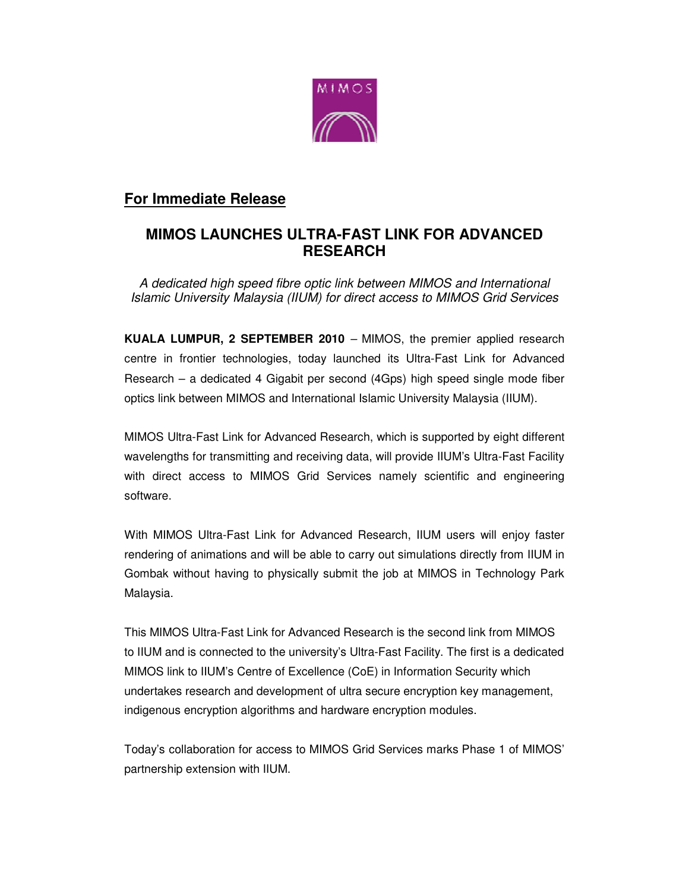**For Immediate Release**

# MIMOS LAUNCHES ULTRA-FAST LINK FOR ADVANCED RESEARCH

*A dedicated high speed fibre optic link between MIMOS and International Islamic University Malaysia (IIUM) for direct access to MIMOS Grid Services*

**KUALA LUMPUR, 2 SEPTEMBER 2010** – MIMOS, the premier applied research centre in frontier technologies, today launched its Ultra-Fast Link for Advanced Research – a dedicated 4 Gigabit per second (4Gps) high speed single mode fiber optics link between MIMOS and International Islamic University Malaysia (IIUM).

MIMOS Ultra-Fast Link for Advanced Research, which is supported by eight different wavelengths for transmitting and receiving data, will provide IIUM's Ultra-Fast Facility with direct access to MIMOS Grid Services namely scientific and engineering software.

With MIMOS Ultra-Fast Link for Advanced Research, IIUM users will enjoy faster rendering of animations and will be able to carry out simulations directly from IIUM in Gombak without having to physically submit the job at MIMOS in Technology Park Malaysia.

This MIMOS Ultra-Fast Link for Advanced Research is the second link from MIMOS to IIUM and is connected to the university's Ultra-Fast Facility. The first is a dedicated MIMOS link to IIUM's Centre of Excellence (CoE) in Information Security which undertakes research and development of ultra secure encryption key management, indigenous encryption algorithms and hardware encryption modules.

Today's collaboration for access to MIMOS Grid Services marks Phase 1 of MIMOS' partnership extension with IIUM.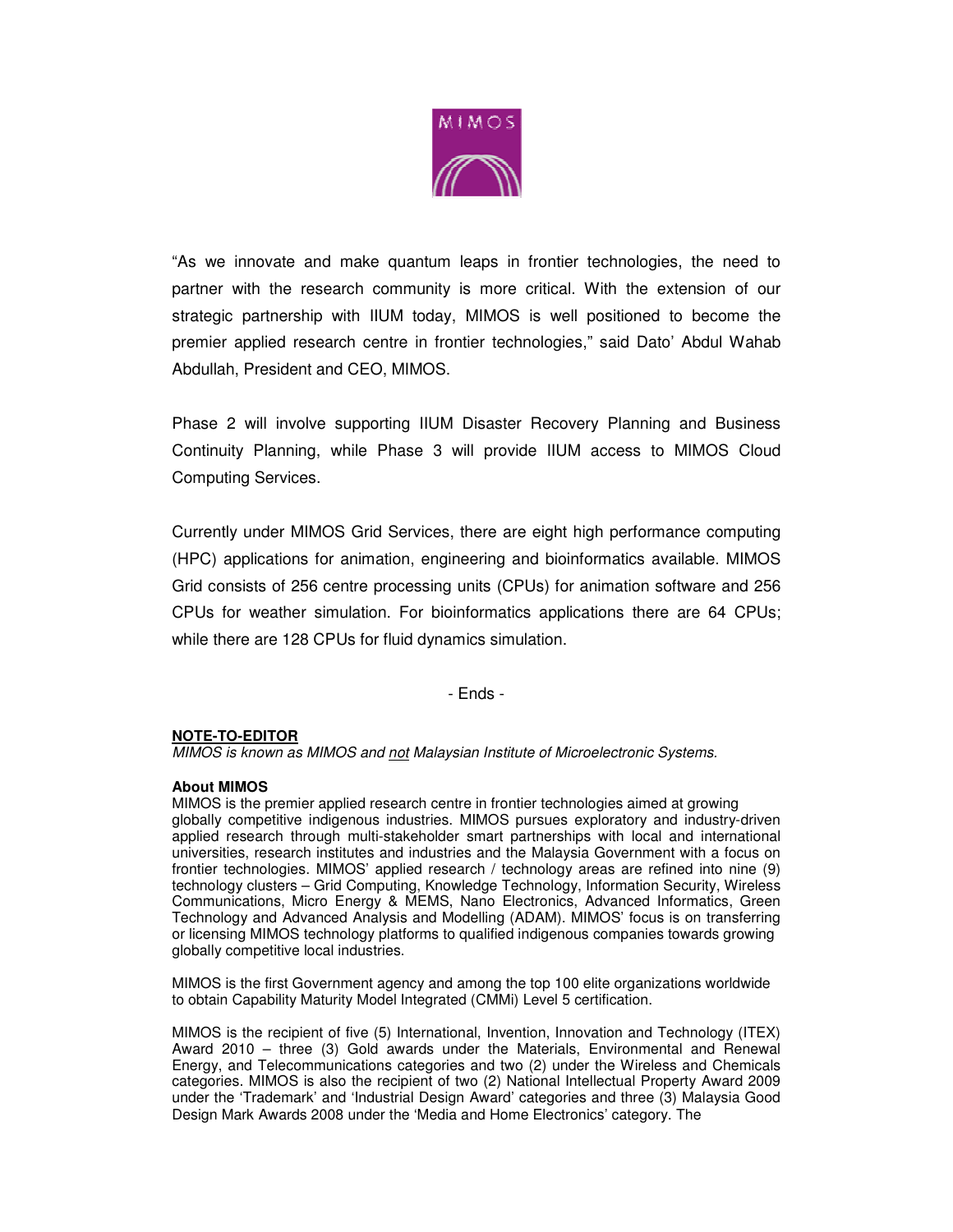"As we innovate and make quantum leaps in frontier technologies, the need to partner with the research community is more critical. With the extension of our strategic partnership with IIUM today, MIMOS is well positioned to become the premier applied research centre in frontier technologies," said Dato' Abdul Wahab Abdullah, President and CEO, MIMOS.

Phase 2 will involve supporting IIUM Disaster Recovery Planning and Business Continuity Planning, while Phase 3 will provide IIUM access to MIMOS Cloud Computing Services.

Currently under MIMOS Grid Services, there are eight high performance computing (HPC) applications for animation, engineering and bioinformatics available. MIMOS Grid consists of 256 centre processing units (CPUs) for animation software and 256 CPUs for weather simulation. For bioinformatics applications there are 64 CPUs; while there are 128 CPUs for fluid dynamics simulation.

- Ends -

**NOTE-TO-EDITOR**

*MIMOS is known as MIMOS and not Malaysian Institute of Microelectronic Systems.*

**About MIMOS**

MIMOS is the premier applied research centre in frontier technologies aimed at growing globally competitive indigenous industries. MIMOS pursues exploratory and industry-driven applied research through multi-stakeholder smart partnerships with local and international universities, research institutes and industries and the Malaysia Government with a focus on frontier technologies. MIMOS' applied research / technology areas are refined into nine (9) technology clusters – Grid Computing, Knowledge Technology, Information Security, Wireless Communications, Micro Energy & MEMS, Nano Electronics, Advanced Informatics, Green Technology and Advanced Analysis and Modelling (ADAM). MIMOS' focus is on transferring or licensing MIMOS technology platforms to qualified indigenous companies towards growing globally competitive local industries.

MIMOS is the first Government agency and among the top 100 elite organizations worldwide to obtain Capability Maturity Model Integrated (CMMi) Level 5 certification.

MIMOS is the recipient of five (5) International, Invention, Innovation and Technology (ITEX) Award 2010 – three (3) Gold awards under the Materials, Environmental and Renewal Energy, and Telecommunications categories and two (2) under the Wireless and Chemicals categories. MIMOS is also the recipient of two (2) National Intellectual Property Award 2009 under the 'Trademark' and 'Industrial Design Award' categories and three (3) Malaysia Good Design Mark Awards 2008 under the 'Media and Home Electronics' category. The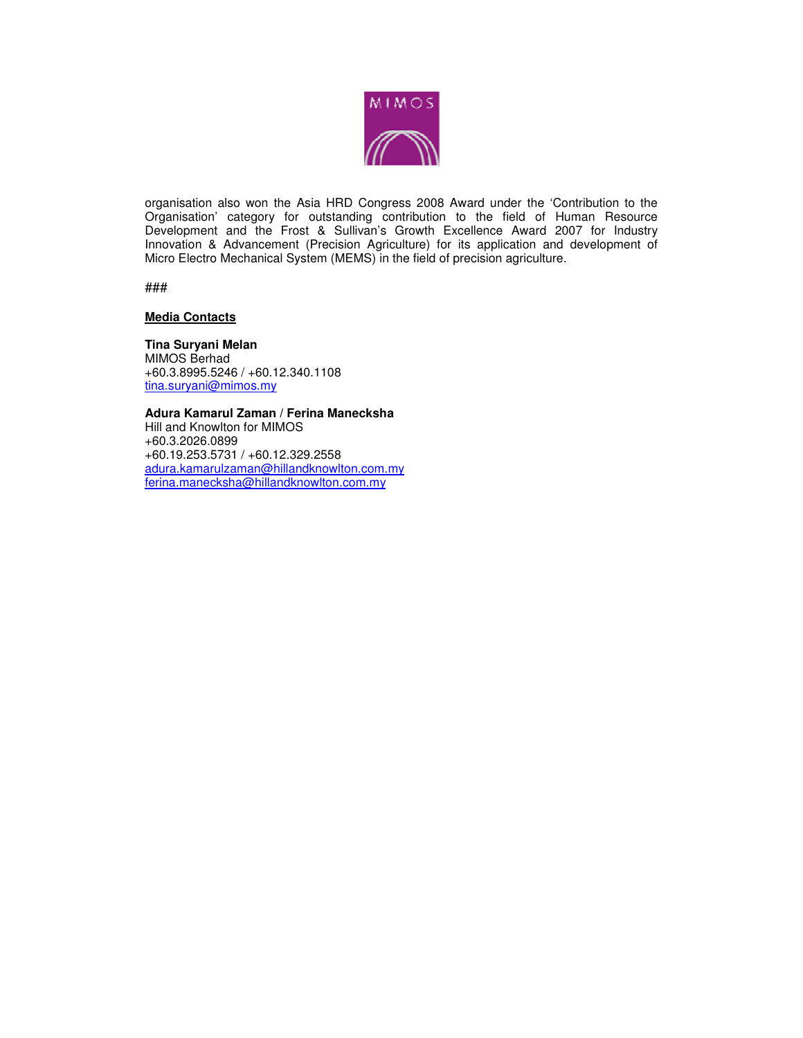organisation also won the Asia HRD Congress 2008 Award under the ‘Contribution to the Organisation’ category for outstanding contribution to the field of Human Resource Development and the Frost & Sullivan’s Growth Excellence Award 2007 for Industry Innovation & Advancement (Precision Agriculture) for its application and development of Micro Electro Mechanical System (MEMS) in the field of precision agriculture.

###

**Media Contacts**

**Tina Suryani Melan**
MIMOS Berhad
+60.3.8995.5246 / +60.12.340.1108
tina.suryani@mimos.my

**Adura Kamarul Zaman** / **Ferina Manecksha**
Hill and Knowlton for MIMOS
+60.3.2026.0899
+60.19.253.5731 / +60.12.329.2558
adura.kamarulzaman@hillandknowlton.com.my
ferina.maneckhsa@hillandknowlton.com.my